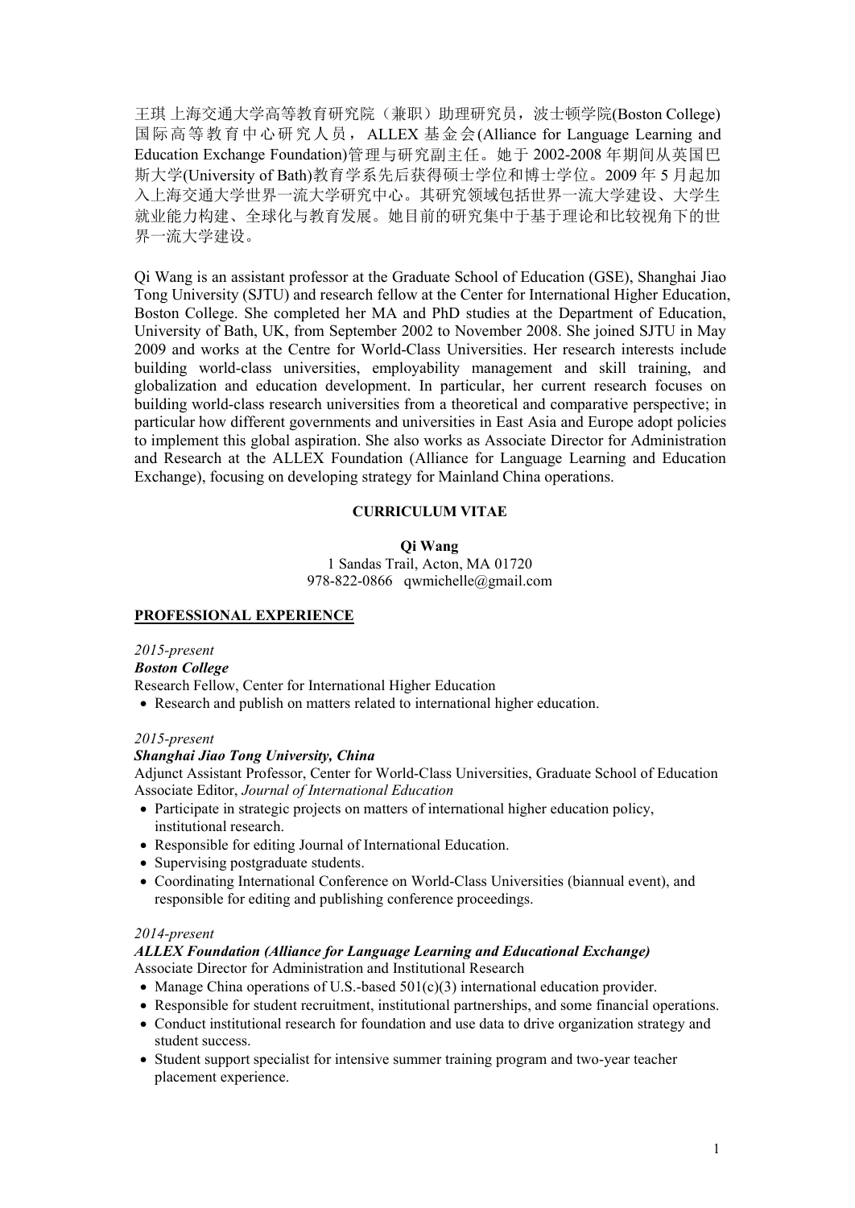王琪 上海交通大学高等教育研究院（兼职）助理研究员，波士顿学院(Boston College)国际高等教育中心研究人员，ALLEX 基金会(Alliance for Language Learning and Education Exchange Foundation)管理与研究副主任。她于 2002-2008 年期间从英国巴斯大学(University of Bath)教育学系先后获得硕士学位和博士学位。2009 年 5 月起加入上海交通大学世界一流大学研究中心。其研究领域包括世界一流大学建设、大学生就业能力构建、全球化与教育发展。她目前的研究集中于基于理论和比较视角下的世界一流大学建设。

Qi Wang is an assistant professor at the Graduate School of Education (GSE), Shanghai Jiao Tong University (SJTU) and research fellow at the Center for International Higher Education, Boston College. She completed her MA and PhD studies at the Department of Education, University of Bath, UK, from September 2002 to November 2008. She joined SJTU in May 2009 and works at the Centre for World-Class Universities. Her research interests include building world-class universities, employability management and skill training, and globalization and education development. In particular, her current research focuses on building world-class research universities from a theoretical and comparative perspective; in particular how different governments and universities in East Asia and Europe adopt policies to implement this global aspiration. She also works as Associate Director for Administration and Research at the ALLEX Foundation (Alliance for Language Learning and Education Exchange), focusing on developing strategy for Mainland China operations.

# CURRICULUM VITAE

**Qi Wang**
1 Sandas Trail, Acton, MA 01720
978-822-0866 qwmichelle@gmail.com

## PROFESSIONAL EXPERIENCE

*2015-present*
***Boston College***
Research Fellow, Center for International Higher Education

- Research and publish on matters related to international higher education.

*2015-present*
***Shanghai Jiao Tong University, China***
Adjunct Assistant Professor, Center for World-Class Universities, Graduate School of Education
Associate Editor, *Journal of International Education*

- Participate in strategic projects on matters of international higher education policy, institutional research.
- Responsible for editing Journal of International Education.
- Supervising postgraduate students.
- Coordinating International Conference on World-Class Universities (biannual event), and responsible for editing and publishing conference proceedings.

*2014-present*
***ALLEX Foundation (Alliance for Language Learning and Educational Exchange)***
Associate Director for Administration and Institutional Research

- Manage China operations of U.S.-based 501(c)(3) international education provider.
- Responsible for student recruitment, institutional partnerships, and some financial operations.
- Conduct institutional research for foundation and use data to drive organization strategy and student success.
- Student support specialist for intensive summer training program and two-year teacher placement experience.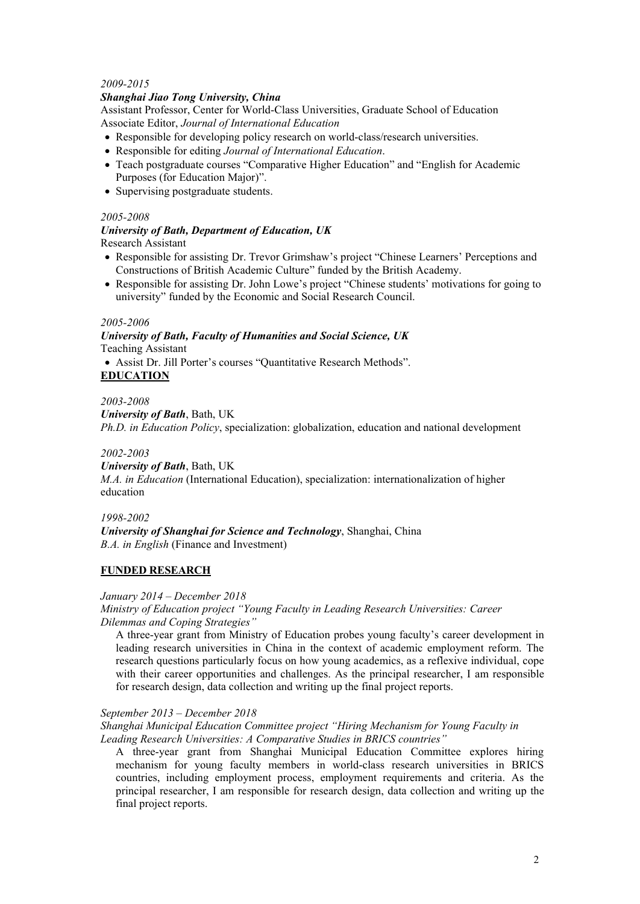*2009-2015*

***Shanghai Jiao Tong University, China***

Assistant Professor, Center for World-Class Universities, Graduate School of Education
Associate Editor, *Journal of International Education*

- Responsible for developing policy research on world-class/research universities.
- Responsible for editing *Journal of International Education*.
- Teach postgraduate courses "Comparative Higher Education" and "English for Academic Purposes (for Education Major)".
- Supervising postgraduate students.

*2005-2008*

***University of Bath, Department of Education, UK***

Research Assistant

- Responsible for assisting Dr. Trevor Grimshaw's project "Chinese Learners' Perceptions and Constructions of British Academic Culture" funded by the British Academy.
- Responsible for assisting Dr. John Lowe's project "Chinese students' motivations for going to university" funded by the Economic and Social Research Council.

*2005-2006*

***University of Bath, Faculty of Humanities and Social Science, UK***

Teaching Assistant

- Assist Dr. Jill Porter's courses "Quantitative Research Methods".

## EDUCATION

*2003-2008*

***University of Bath***, Bath, UK

*Ph.D. in Education Policy*, specialization: globalization, education and national development

*2002-2003*

***University of Bath***, Bath, UK

*M.A. in Education* (International Education), specialization: internationalization of higher education

*1998-2002*

***University of Shanghai for Science and Technology***, Shanghai, China

*B.A. in English* (Finance and Investment)

## FUNDED RESEARCH

*January 2014 – December 2018*

*Ministry of Education project "Young Faculty in Leading Research Universities: Career Dilemmas and Coping Strategies"*

A three-year grant from Ministry of Education probes young faculty's career development in leading research universities in China in the context of academic employment reform. The research questions particularly focus on how young academics, as a reflexive individual, cope with their career opportunities and challenges. As the principal researcher, I am responsible for research design, data collection and writing up the final project reports.

*September 2013 – December 2018*

*Shanghai Municipal Education Committee project "Hiring Mechanism for Young Faculty in Leading Research Universities: A Comparative Studies in BRICS countries"*

A three-year grant from Shanghai Municipal Education Committee explores hiring mechanism for young faculty members in world-class research universities in BRICS countries, including employment process, employment requirements and criteria. As the principal researcher, I am responsible for research design, data collection and writing up the final project reports.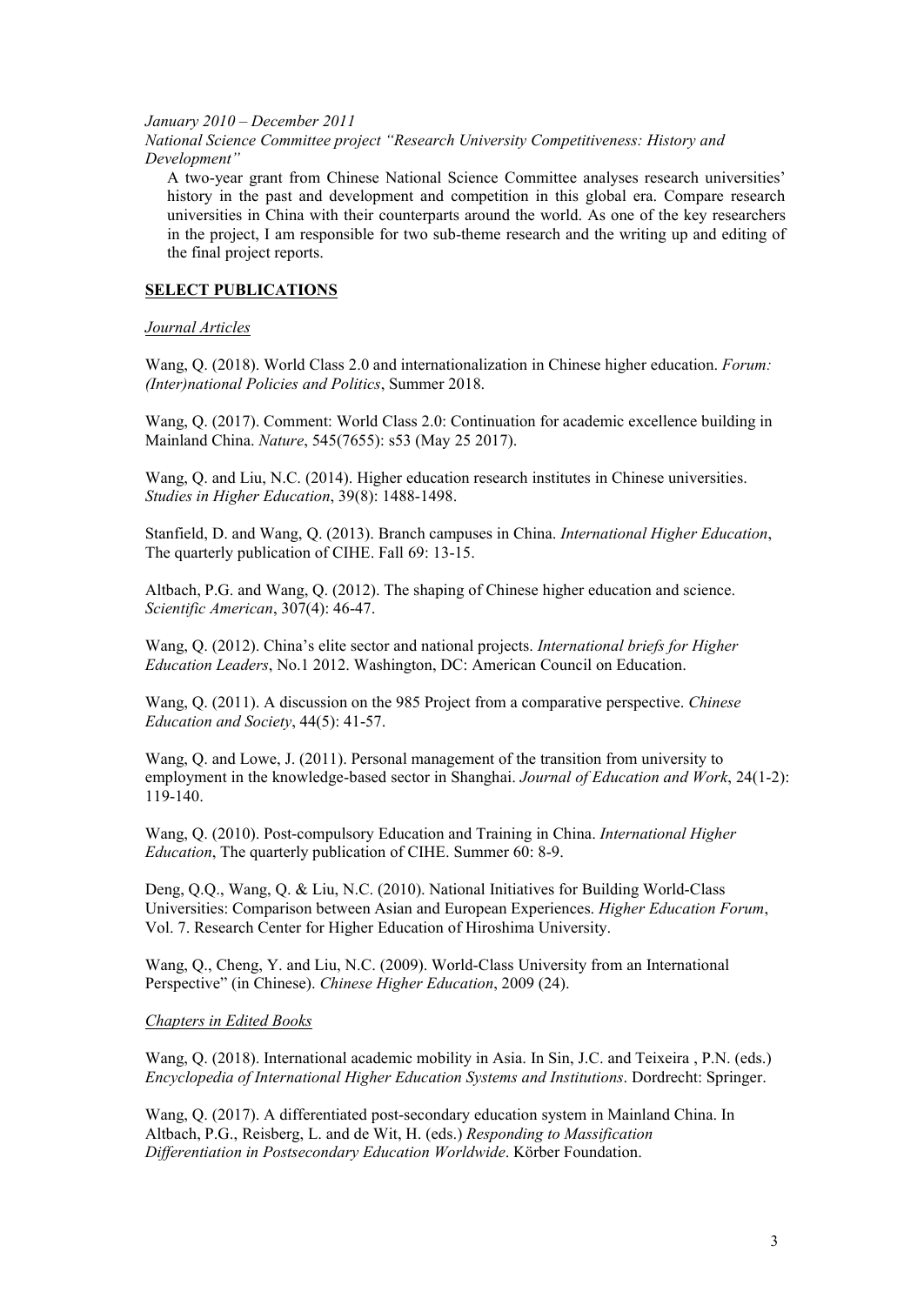*January 2010 – December 2011*

*National Science Committee project "Research University Competitiveness: History and Development"*

A two-year grant from Chinese National Science Committee analyses research universities' history in the past and development and competition in this global era. Compare research universities in China with their counterparts around the world. As one of the key researchers in the project, I am responsible for two sub-theme research and the writing up and editing of the final project reports.

## SELECT PUBLICATIONS

### *Journal Articles*

Wang, Q. (2018). World Class 2.0 and internationalization in Chinese higher education. *Forum: (Inter)national Policies and Politics*, Summer 2018.

Wang, Q. (2017). Comment: World Class 2.0: Continuation for academic excellence building in Mainland China. *Nature*, 545(7655): s53 (May 25 2017).

Wang, Q. and Liu, N.C. (2014). Higher education research institutes in Chinese universities. *Studies in Higher Education*, 39(8): 1488-1498.

Stanfield, D. and Wang, Q. (2013). Branch campuses in China. *International Higher Education*, The quarterly publication of CIHE. Fall 69: 13-15.

Altbach, P.G. and Wang, Q. (2012). The shaping of Chinese higher education and science. *Scientific American*, 307(4): 46-47.

Wang, Q. (2012). China's elite sector and national projects. *International briefs for Higher Education Leaders*, No.1 2012. Washington, DC: American Council on Education.

Wang, Q. (2011). A discussion on the 985 Project from a comparative perspective. *Chinese Education and Society*, 44(5): 41-57.

Wang, Q. and Lowe, J. (2011). Personal management of the transition from university to employment in the knowledge-based sector in Shanghai. *Journal of Education and Work*, 24(1-2): 119-140.

Wang, Q. (2010). Post-compulsory Education and Training in China. *International Higher Education*, The quarterly publication of CIHE. Summer 60: 8-9.

Deng, Q.Q., Wang, Q. & Liu, N.C. (2010). National Initiatives for Building World-Class Universities: Comparison between Asian and European Experiences. *Higher Education Forum*, Vol. 7. Research Center for Higher Education of Hiroshima University.

Wang, Q., Cheng, Y. and Liu, N.C. (2009). World-Class University from an International Perspective" (in Chinese). *Chinese Higher Education*, 2009 (24).

### *Chapters in Edited Books*

Wang, Q. (2018). International academic mobility in Asia. In Sin, J.C. and Teixeira , P.N. (eds.) *Encyclopedia of International Higher Education Systems and Institutions*. Dordrecht: Springer.

Wang, Q. (2017). A differentiated post-secondary education system in Mainland China. In Altbach, P.G., Reisberg, L. and de Wit, H. (eds.) *Responding to Massification Differentiation in Postsecondary Education Worldwide*. Körber Foundation.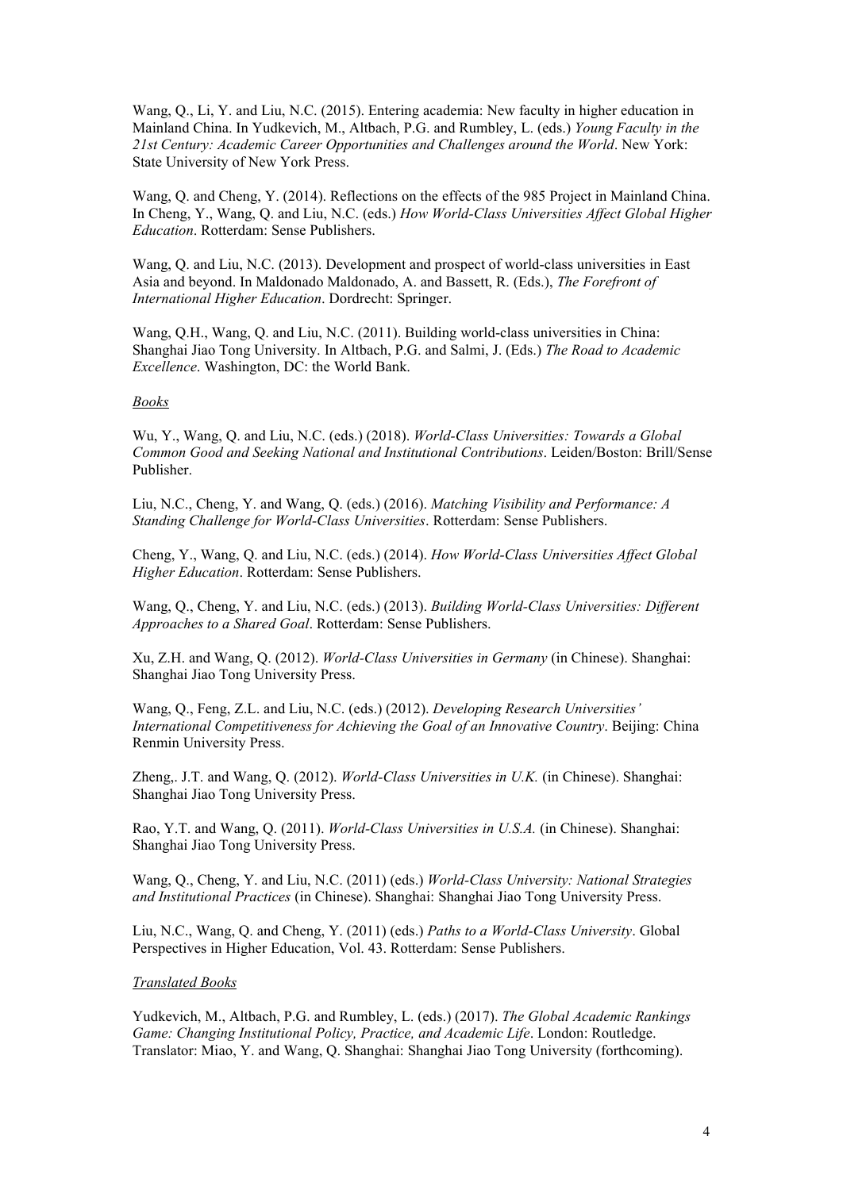Wang, Q., Li, Y. and Liu, N.C. (2015). Entering academia: New faculty in higher education in Mainland China. In Yudkevich, M., Altbach, P.G. and Rumbley, L. (eds.) *Young Faculty in the 21st Century: Academic Career Opportunities and Challenges around the World*. New York: State University of New York Press.

Wang, Q. and Cheng, Y. (2014). Reflections on the effects of the 985 Project in Mainland China. In Cheng, Y., Wang, Q. and Liu, N.C. (eds.) *How World-Class Universities Affect Global Higher Education*. Rotterdam: Sense Publishers.

Wang, Q. and Liu, N.C. (2013). Development and prospect of world-class universities in East Asia and beyond. In Maldonado Maldonado, A. and Bassett, R. (Eds.), *The Forefront of International Higher Education*. Dordrecht: Springer.

Wang, Q.H., Wang, Q. and Liu, N.C. (2011). Building world-class universities in China: Shanghai Jiao Tong University. In Altbach, P.G. and Salmi, J. (Eds.) *The Road to Academic Excellence*. Washington, DC: the World Bank.

*Books*

Wu, Y., Wang, Q. and Liu, N.C. (eds.) (2018). *World-Class Universities: Towards a Global Common Good and Seeking National and Institutional Contributions*. Leiden/Boston: Brill/Sense Publisher.

Liu, N.C., Cheng, Y. and Wang, Q. (eds.) (2016). *Matching Visibility and Performance: A Standing Challenge for World-Class Universities*. Rotterdam: Sense Publishers.

Cheng, Y., Wang, Q. and Liu, N.C. (eds.) (2014). *How World-Class Universities Affect Global Higher Education*. Rotterdam: Sense Publishers.

Wang, Q., Cheng, Y. and Liu, N.C. (eds.) (2013). *Building World-Class Universities: Different Approaches to a Shared Goal*. Rotterdam: Sense Publishers.

Xu, Z.H. and Wang, Q. (2012). *World-Class Universities in Germany* (in Chinese). Shanghai: Shanghai Jiao Tong University Press.

Wang, Q., Feng, Z.L. and Liu, N.C. (eds.) (2012). *Developing Research Universities' International Competitiveness for Achieving the Goal of an Innovative Country*. Beijing: China Renmin University Press.

Zheng,. J.T. and Wang, Q. (2012). *World-Class Universities in U.K.* (in Chinese). Shanghai: Shanghai Jiao Tong University Press.

Rao, Y.T. and Wang, Q. (2011). *World-Class Universities in U.S.A.* (in Chinese). Shanghai: Shanghai Jiao Tong University Press.

Wang, Q., Cheng, Y. and Liu, N.C. (2011) (eds.) *World-Class University: National Strategies and Institutional Practices* (in Chinese). Shanghai: Shanghai Jiao Tong University Press.

Liu, N.C., Wang, Q. and Cheng, Y. (2011) (eds.) *Paths to a World-Class University*. Global Perspectives in Higher Education, Vol. 43. Rotterdam: Sense Publishers.

*Translated Books*

Yudkevich, M., Altbach, P.G. and Rumbley, L. (eds.) (2017). *The Global Academic Rankings Game: Changing Institutional Policy, Practice, and Academic Life*. London: Routledge. Translator: Miao, Y. and Wang, Q. Shanghai: Shanghai Jiao Tong University (forthcoming).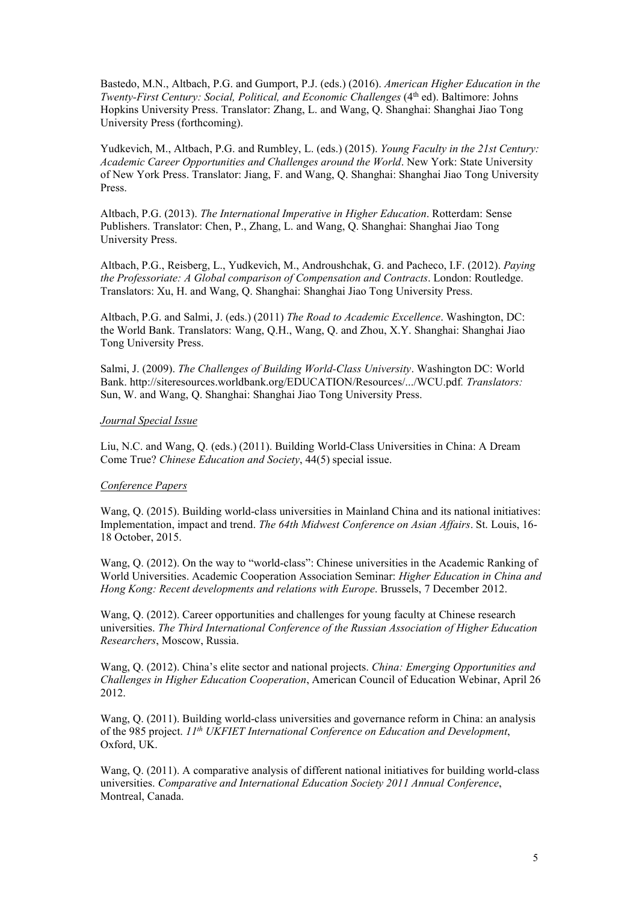Bastedo, M.N., Altbach, P.G. and Gumport, P.J. (eds.) (2016). *American Higher Education in the Twenty-First Century: Social, Political, and Economic Challenges* (4th ed). Baltimore: Johns Hopkins University Press. Translator: Zhang, L. and Wang, Q. Shanghai: Shanghai Jiao Tong University Press (forthcoming).

Yudkevich, M., Altbach, P.G. and Rumbley, L. (eds.) (2015). *Young Faculty in the 21st Century: Academic Career Opportunities and Challenges around the World*. New York: State University of New York Press. Translator: Jiang, F. and Wang, Q. Shanghai: Shanghai Jiao Tong University Press.

Altbach, P.G. (2013). *The International Imperative in Higher Education*. Rotterdam: Sense Publishers. Translator: Chen, P., Zhang, L. and Wang, Q. Shanghai: Shanghai Jiao Tong University Press.

Altbach, P.G., Reisberg, L., Yudkevich, M., Androushchak, G. and Pacheco, I.F. (2012). *Paying the Professoriate: A Global comparison of Compensation and Contracts*. London: Routledge. Translators: Xu, H. and Wang, Q. Shanghai: Shanghai Jiao Tong University Press.

Altbach, P.G. and Salmi, J. (eds.) (2011) *The Road to Academic Excellence*. Washington, DC: the World Bank. Translators: Wang, Q.H., Wang, Q. and Zhou, X.Y. Shanghai: Shanghai Jiao Tong University Press.

Salmi, J. (2009). *The Challenges of Building World-Class University*. Washington DC: World Bank. http://siteresources.worldbank.org/EDUCATION/Resources/.../WCU.pdf. *Translators:* Sun, W. and Wang, Q. Shanghai: Shanghai Jiao Tong University Press.

*Journal Special Issue*

Liu, N.C. and Wang, Q. (eds.) (2011). Building World-Class Universities in China: A Dream Come True? *Chinese Education and Society*, 44(5) special issue.

*Conference Papers*

Wang, Q. (2015). Building world-class universities in Mainland China and its national initiatives: Implementation, impact and trend. *The 64th Midwest Conference on Asian Affairs*. St. Louis, 16-18 October, 2015.

Wang, Q. (2012). On the way to "world-class": Chinese universities in the Academic Ranking of World Universities. Academic Cooperation Association Seminar: *Higher Education in China and Hong Kong: Recent developments and relations with Europe*. Brussels, 7 December 2012.

Wang, Q. (2012). Career opportunities and challenges for young faculty at Chinese research universities. *The Third International Conference of the Russian Association of Higher Education Researchers*, Moscow, Russia.

Wang, Q. (2012). China's elite sector and national projects. *China: Emerging Opportunities and Challenges in Higher Education Cooperation*, American Council of Education Webinar, April 26 2012.

Wang, Q. (2011). Building world-class universities and governance reform in China: an analysis of the 985 project. *11th UKFIET International Conference on Education and Development*, Oxford, UK.

Wang, Q. (2011). A comparative analysis of different national initiatives for building world-class universities. *Comparative and International Education Society 2011 Annual Conference*, Montreal, Canada.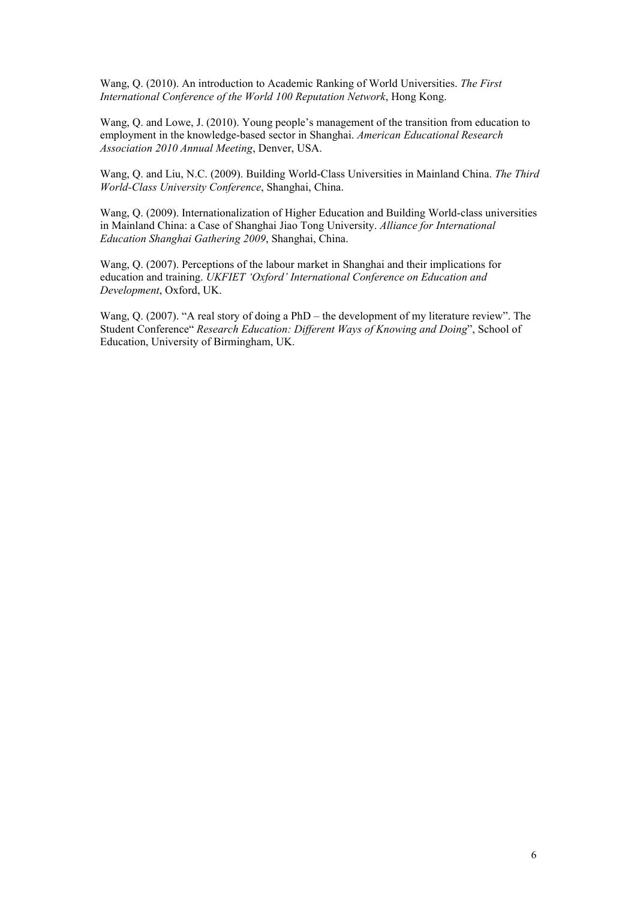Wang, Q. (2010). An introduction to Academic Ranking of World Universities. *The First International Conference of the World 100 Reputation Network*, Hong Kong.

Wang, Q. and Lowe, J. (2010). Young people's management of the transition from education to employment in the knowledge-based sector in Shanghai. *American Educational Research Association 2010 Annual Meeting*, Denver, USA.

Wang, Q. and Liu, N.C. (2009). Building World-Class Universities in Mainland China. *The Third World-Class University Conference*, Shanghai, China.

Wang, Q. (2009). Internationalization of Higher Education and Building World-class universities in Mainland China: a Case of Shanghai Jiao Tong University. *Alliance for International Education Shanghai Gathering 2009*, Shanghai, China.

Wang, Q. (2007). Perceptions of the labour market in Shanghai and their implications for education and training. *UKFIET 'Oxford' International Conference on Education and Development*, Oxford, UK.

Wang, Q. (2007). "A real story of doing a PhD – the development of my literature review". The Student Conference" *Research Education: Different Ways of Knowing and Doing*", School of Education, University of Birmingham, UK.